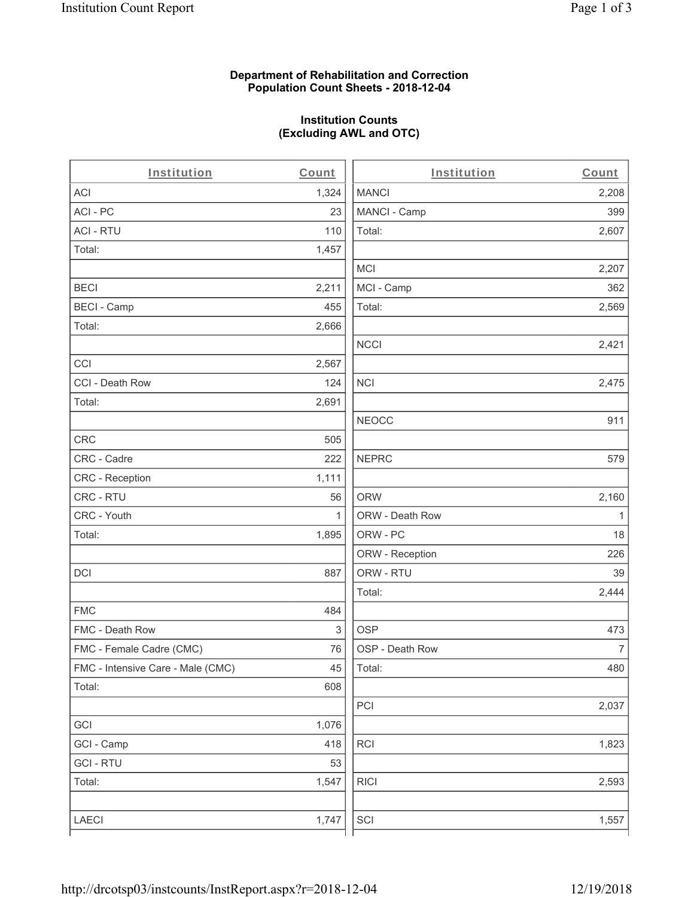**Department of Rehabilitation and Correction**
**Population Count Sheets - 2018-12-04**

**Institution Counts**
**(Excluding AWL and OTC)**

| Institution | Count |
|---|---|
| ACI | 1,324 |
| ACI - PC | 23 |
| ACI - RTU | 110 |
| Total: | 1,457 |
| | |
| BECI | 2,211 |
| BECI - Camp | 455 |
| Total: | 2,666 |
| | |
| CCI | 2,567 |
| CCI - Death Row | 124 |
| Total: | 2,691 |
| | |
| CRC | 505 |
| CRC - Cadre | 222 |
| CRC - Reception | 1,111 |
| CRC - RTU | 56 |
| CRC - Youth | 1 |
| Total: | 1,895 |
| | |
| DCI | 887 |
| | |
| FMC | 484 |
| FMC - Death Row | 3 |
| FMC - Female Cadre (CMC) | 76 |
| FMC - Intensive Care - Male (CMC) | 45 |
| Total: | 608 |
| | |
| GCI | 1,076 |
| GCI - Camp | 418 |
| GCI - RTU | 53 |
| Total: | 1,547 |
| | |
| LAECI | 1,747 |

| Institution | Count |
|---|---|
| MANCI | 2,208 |
| MANCI - Camp | 399 |
| Total: | 2,607 |
| | |
| MCI | 2,207 |
| MCI - Camp | 362 |
| Total: | 2,569 |
| | |
| NCCI | 2,421 |
| | |
| NCI | 2,475 |
| | |
| NEOCC | 911 |
| | |
| NEPRC | 579 |
| | |
| ORW | 2,160 |
| ORW - Death Row | 1 |
| ORW - PC | 18 |
| ORW - Reception | 226 |
| ORW - RTU | 39 |
| Total: | 2,444 |
| | |
| OSP | 473 |
| OSP - Death Row | 7 |
| Total: | 480 |
| | |
| PCI | 2,037 |
| | |
| RCI | 1,823 |
| | |
| RICI | 2,593 |
| | |
| SCI | 1,557 |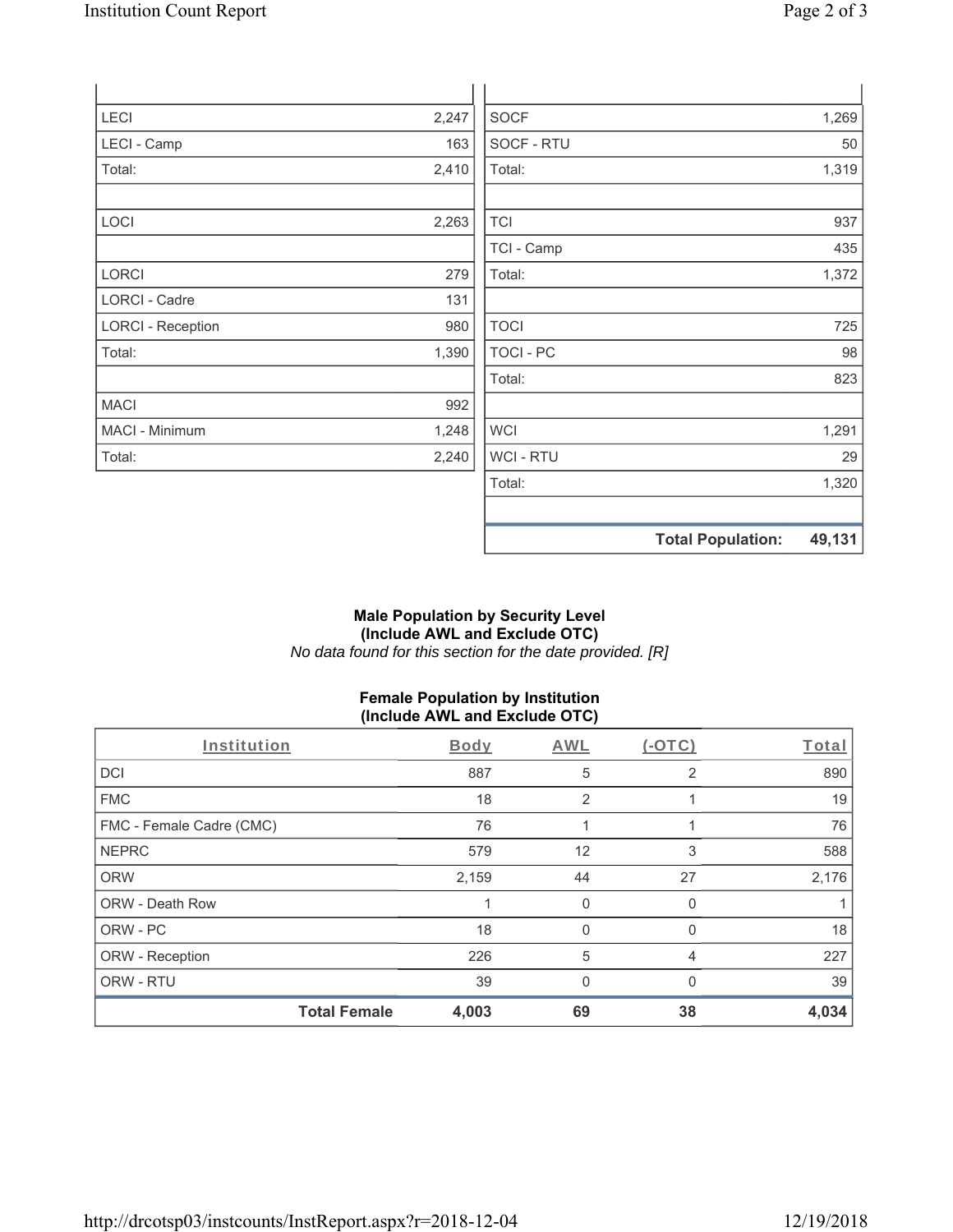| | |
|---|---|
| LECI | 2,247 |
| LECI - Camp | 163 |
| Total: | 2,410 |
| | |
| LOCI | 2,263 |
| | |
| LORCI | 279 |
| LORCI - Cadre | 131 |
| LORCI - Reception | 980 |
| Total: | 1,390 |
| | |
| MACI | 992 |
| MACI - Minimum | 1,248 |
| Total: | 2,240 |

| | |
|---|---|
| SOCF | 1,269 |
| SOCF - RTU | 50 |
| Total: | 1,319 |
| | |
| TCI | 937 |
| TCI - Camp | 435 |
| Total: | 1,372 |
| | |
| TOCI | 725 |
| TOCI - PC | 98 |
| Total: | 823 |
| | |
| WCI | 1,291 |
| WCI - RTU | 29 |
| Total: | 1,320 |
| | |
| **Total Population:** | **49,131** |

**Male Population by Security Level (Include AWL and Exclude OTC)**

*No data found for this section for the date provided. [R]*

**Female Population by Institution (Include AWL and Exclude OTC)**

| Institution | Body | AWL | (-OTC) | Total |
|---|---|---|---|---|
| DCI | 887 | 5 | 2 | 890 |
| FMC | 18 | 2 | 1 | 19 |
| FMC - Female Cadre (CMC) | 76 | 1 | 1 | 76 |
| NEPRC | 579 | 12 | 3 | 588 |
| ORW | 2,159 | 44 | 27 | 2,176 |
| ORW - Death Row | 1 | 0 | 0 | 1 |
| ORW - PC | 18 | 0 | 0 | 18 |
| ORW - Reception | 226 | 5 | 4 | 227 |
| ORW - RTU | 39 | 0 | 0 | 39 |
| **Total Female** | **4,003** | **69** | **38** | **4,034** |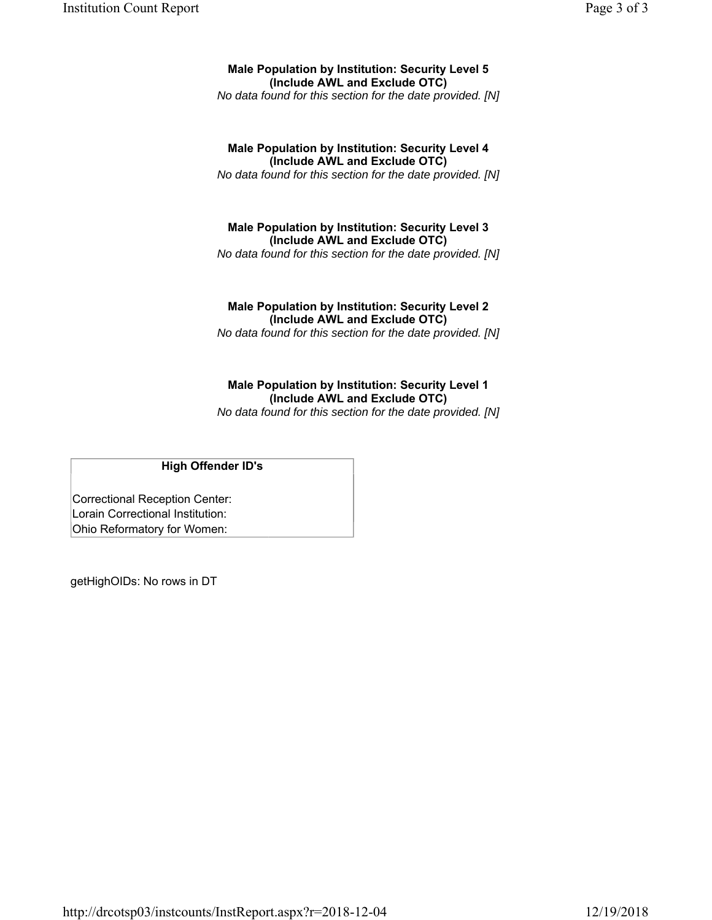**Male Population by Institution: Security Level 5**
**(Include AWL and Exclude OTC)**
*No data found for this section for the date provided. [N]*

**Male Population by Institution: Security Level 4**
**(Include AWL and Exclude OTC)**
*No data found for this section for the date provided. [N]*

**Male Population by Institution: Security Level 3**
**(Include AWL and Exclude OTC)**
*No data found for this section for the date provided. [N]*

**Male Population by Institution: Security Level 2**
**(Include AWL and Exclude OTC)**
*No data found for this section for the date provided. [N]*

**Male Population by Institution: Security Level 1**
**(Include AWL and Exclude OTC)**
*No data found for this section for the date provided. [N]*

| High Offender ID's |
| --- |
| Correctional Reception Center: |
| Lorain Correctional Institution: |
| Ohio Reformatory for Women: |

getHighOIDs: No rows in DT